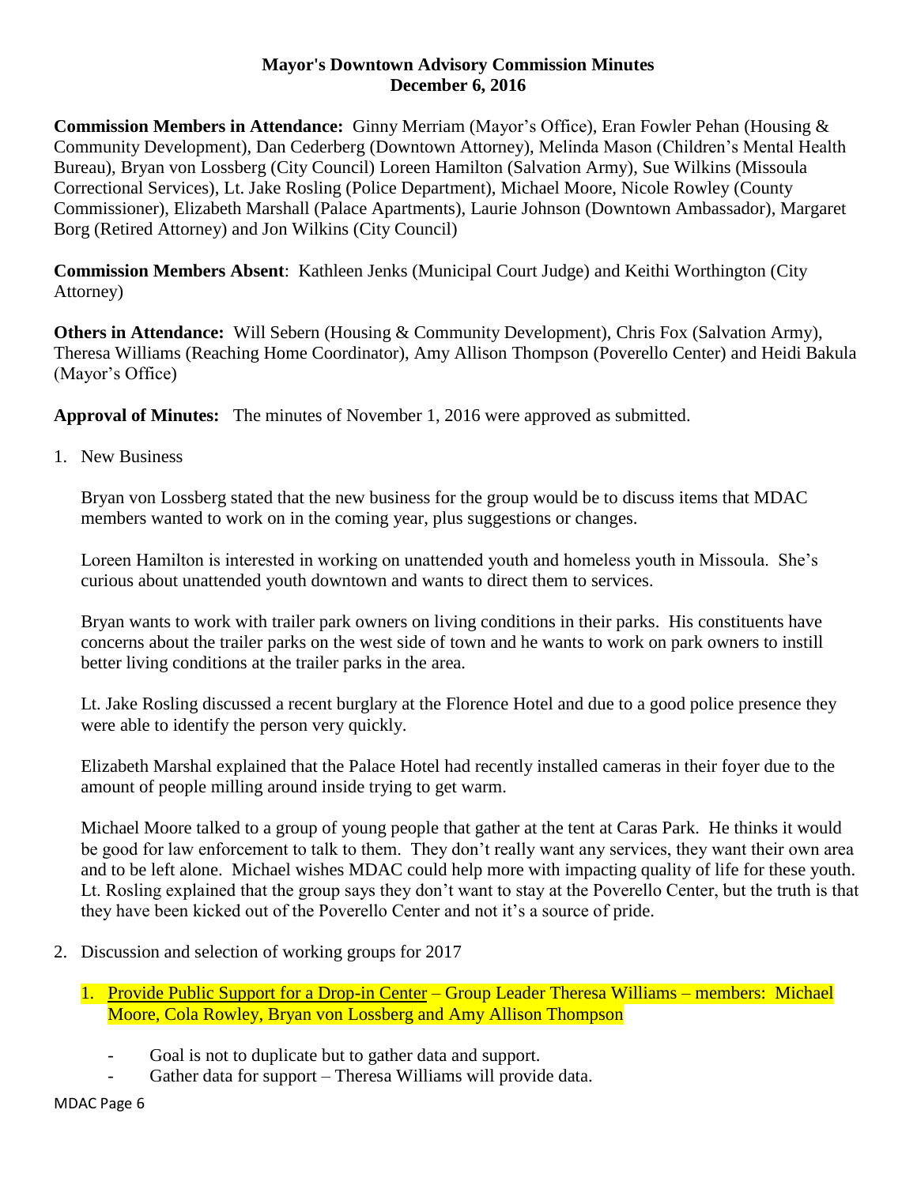**Mayor's Downtown Advisory Commission Minutes**
**December 6, 2016**

**Commission Members in Attendance:** Ginny Merriam (Mayor's Office), Eran Fowler Pehan (Housing & Community Development), Dan Cederberg (Downtown Attorney), Melinda Mason (Children's Mental Health Bureau), Bryan von Lossberg (City Council) Loreen Hamilton (Salvation Army), Sue Wilkins (Missoula Correctional Services), Lt. Jake Rosling (Police Department), Michael Moore, Nicole Rowley (County Commissioner), Elizabeth Marshall (Palace Apartments), Laurie Johnson (Downtown Ambassador), Margaret Borg (Retired Attorney) and Jon Wilkins (City Council)

**Commission Members Absent**: Kathleen Jenks (Municipal Court Judge) and Keithi Worthington (City Attorney)

**Others in Attendance:** Will Sebern (Housing & Community Development), Chris Fox (Salvation Army), Theresa Williams (Reaching Home Coordinator), Amy Allison Thompson (Poverello Center) and Heidi Bakula (Mayor's Office)

**Approval of Minutes:** The minutes of November 1, 2016 were approved as submitted.

1. New Business

   Bryan von Lossberg stated that the new business for the group would be to discuss items that MDAC members wanted to work on in the coming year, plus suggestions or changes.

   Loreen Hamilton is interested in working on unattended youth and homeless youth in Missoula. She's curious about unattended youth downtown and wants to direct them to services.

   Bryan wants to work with trailer park owners on living conditions in their parks. His constituents have concerns about the trailer parks on the west side of town and he wants to work on park owners to instill better living conditions at the trailer parks in the area.

   Lt. Jake Rosling discussed a recent burglary at the Florence Hotel and due to a good police presence they were able to identify the person very quickly.

   Elizabeth Marshal explained that the Palace Hotel had recently installed cameras in their foyer due to the amount of people milling around inside trying to get warm.

   Michael Moore talked to a group of young people that gather at the tent at Caras Park. He thinks it would be good for law enforcement to talk to them. They don't really want any services, they want their own area and to be left alone. Michael wishes MDAC could help more with impacting quality of life for these youth. Lt. Rosling explained that the group says they don't want to stay at the Poverello Center, but the truth is that they have been kicked out of the Poverello Center and not it's a source of pride.

2. Discussion and selection of working groups for 2017

   1. Provide Public Support for a Drop-in Center – Group Leader Theresa Williams – members: Michael Moore, Cola Rowley, Bryan von Lossberg and Amy Allison Thompson

      - Goal is not to duplicate but to gather data and support.
      - Gather data for support – Theresa Williams will provide data.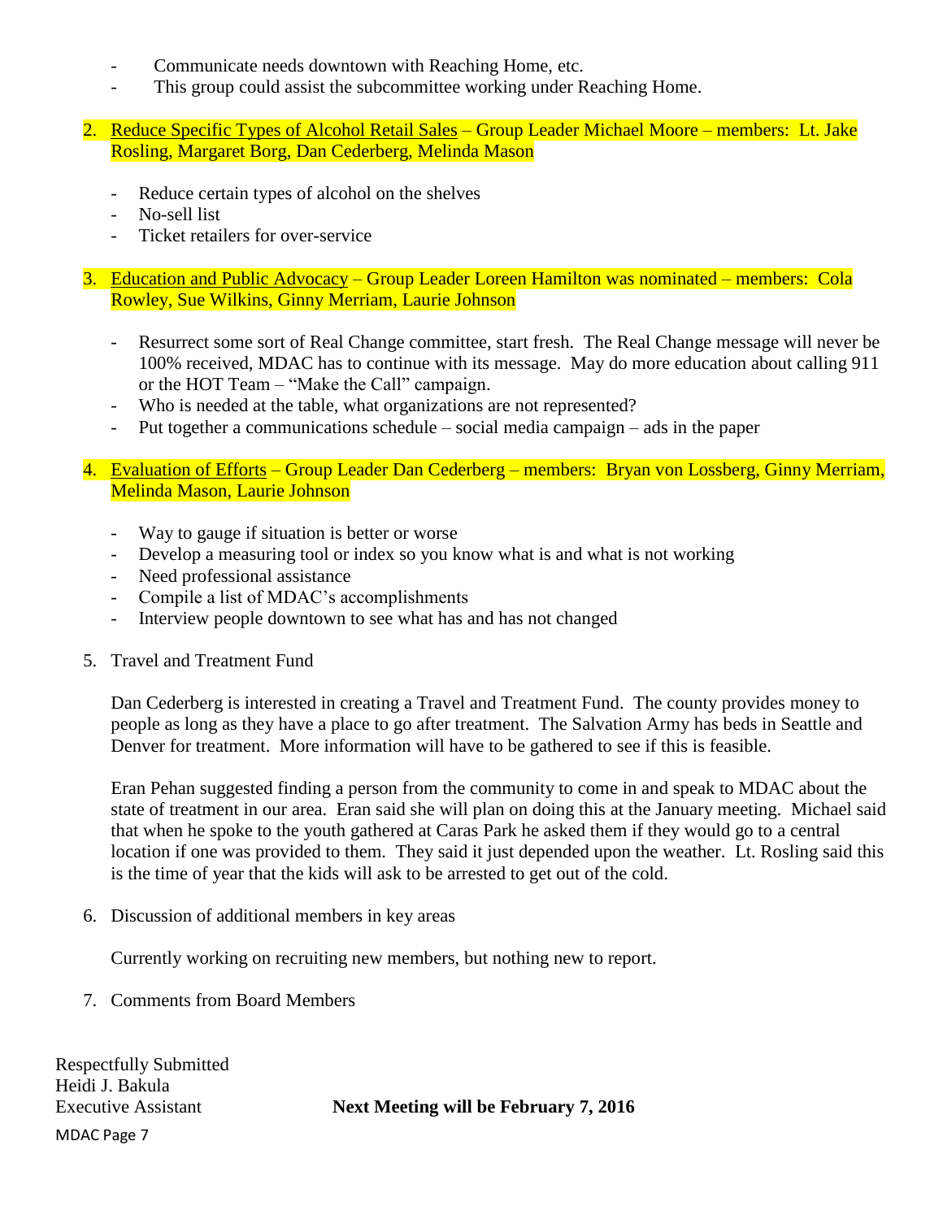- Communicate needs downtown with Reaching Home, etc.
- This group could assist the subcommittee working under Reaching Home.

2. Reduce Specific Types of Alcohol Retail Sales – Group Leader Michael Moore – members: Lt. Jake Rosling, Margaret Borg, Dan Cederberg, Melinda Mason

   - Reduce certain types of alcohol on the shelves
   - No-sell list
   - Ticket retailers for over-service

3. Education and Public Advocacy – Group Leader Loreen Hamilton was nominated – members: Cola Rowley, Sue Wilkins, Ginny Merriam, Laurie Johnson

   - Resurrect some sort of Real Change committee, start fresh. The Real Change message will never be 100% received, MDAC has to continue with its message. May do more education about calling 911 or the HOT Team – "Make the Call" campaign.
   - Who is needed at the table, what organizations are not represented?
   - Put together a communications schedule – social media campaign – ads in the paper

4. Evaluation of Efforts – Group Leader Dan Cederberg – members: Bryan von Lossberg, Ginny Merriam, Melinda Mason, Laurie Johnson

   - Way to gauge if situation is better or worse
   - Develop a measuring tool or index so you know what is and what is not working
   - Need professional assistance
   - Compile a list of MDAC's accomplishments
   - Interview people downtown to see what has and has not changed

5. Travel and Treatment Fund

   Dan Cederberg is interested in creating a Travel and Treatment Fund. The county provides money to people as long as they have a place to go after treatment. The Salvation Army has beds in Seattle and Denver for treatment. More information will have to be gathered to see if this is feasible.

   Eran Pehan suggested finding a person from the community to come in and speak to MDAC about the state of treatment in our area. Eran said she will plan on doing this at the January meeting. Michael said that when he spoke to the youth gathered at Caras Park he asked them if they would go to a central location if one was provided to them. They said it just depended upon the weather. Lt. Rosling said this is the time of year that the kids will ask to be arrested to get out of the cold.

6. Discussion of additional members in key areas

   Currently working on recruiting new members, but nothing new to report.

7. Comments from Board Members

Respectfully Submitted
Heidi J. Bakula
Executive Assistant

**Next Meeting will be February 7, 2016**